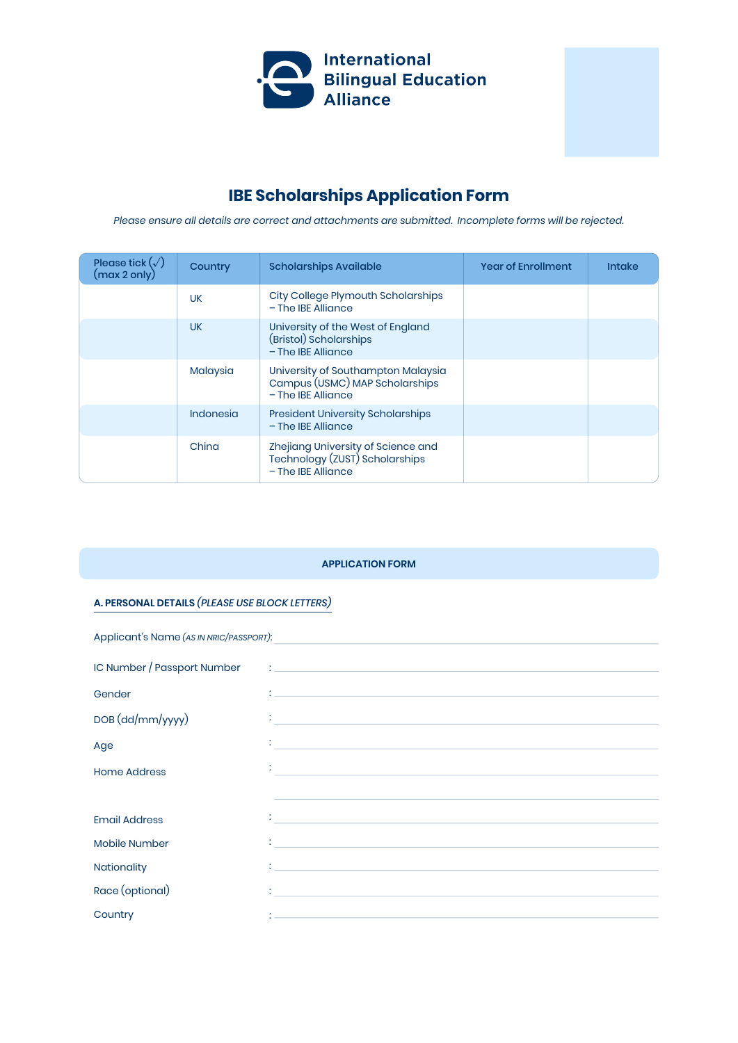International Bilingual Education Alliance

# IBE Scholarships Application Form

*Please ensure all details are correct and attachments are submitted. Incomplete forms will be rejected.*

| Please tick (√) (max 2 only) | Country | Scholarships Available | Year of Enrollment | Intake |
|---|---|---|---|---|
| | UK | City College Plymouth Scholarships – The IBE Alliance | | |
| | UK | University of the West of England (Bristol) Scholarships – The IBE Alliance | | |
| | Malaysia | University of Southampton Malaysia Campus (USMC) MAP Scholarships – The IBE Alliance | | |
| | Indonesia | President University Scholarships – The IBE Alliance | | |
| | China | Zhejiang University of Science and Technology (ZUST) Scholarships – The IBE Alliance | | |

## APPLICATION FORM

### A. PERSONAL DETAILS *(PLEASE USE BLOCK LETTERS)*

Applicant's Name *(AS IN NRIC/PASSPORT)*: ____________________

IC Number / Passport Number : ____________________

Gender : ____________________

DOB (dd/mm/yyyy) : ____________________

Age : ____________________

Home Address : ____________________

____________________

Email Address : ____________________

Mobile Number : ____________________

Nationality : ____________________

Race (optional) : ____________________

Country : ____________________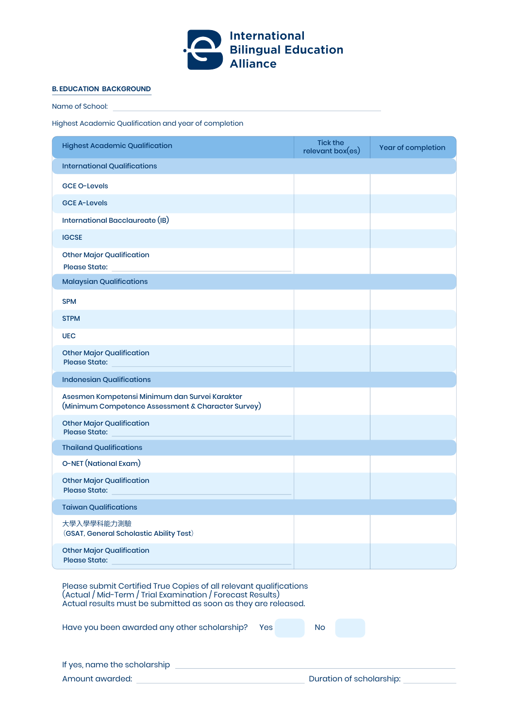International Bilingual Education Alliance

## B. EDUCATION BACKGROUND

Name of School: ______________________________

Highest Academic Qualification and year of completion

| Highest Academic Qualification | Tick the relevant box(es) | Year of completion |
|---|---|---|
| **International Qualifications** | | |
| GCE O-Levels | | |
| GCE A-Levels | | |
| International Bacclaureate (IB) | | |
| IGCSE | | |
| Other Major Qualification<br>Please State: ______________ | | |
| **Malaysian Qualifications** | | |
| SPM | | |
| STPM | | |
| UEC | | |
| Other Major Qualification<br>Please State: ______________ | | |
| **Indonesian Qualifications** | | |
| Asesmen Kompetensi Minimum dan Survei Karakter (Minimum Competence Assessment & Character Survey) | | |
| Other Major Qualification<br>Please State: ______________ | | |
| **Thailand Qualifications** | | |
| O-NET (National Exam) | | |
| Other Major Qualification<br>Please State: ______________ | | |
| **Taiwan Qualifications** | | |
| 大學入學學科能力測驗<br>(GSAT, General Scholastic Ability Test) | | |
| Other Major Qualification<br>Please State: ______________ | | |

Please submit Certified True Copies of all relevant qualifications (Actual / Mid-Term / Trial Examination / Forecast Results)
Actual results must be submitted as soon as they are released.

Have you been awarded any other scholarship? Yes ☐ No ☐

If yes, name the scholarship ______________________________

Amount awarded: ______________ Duration of scholarship: ______________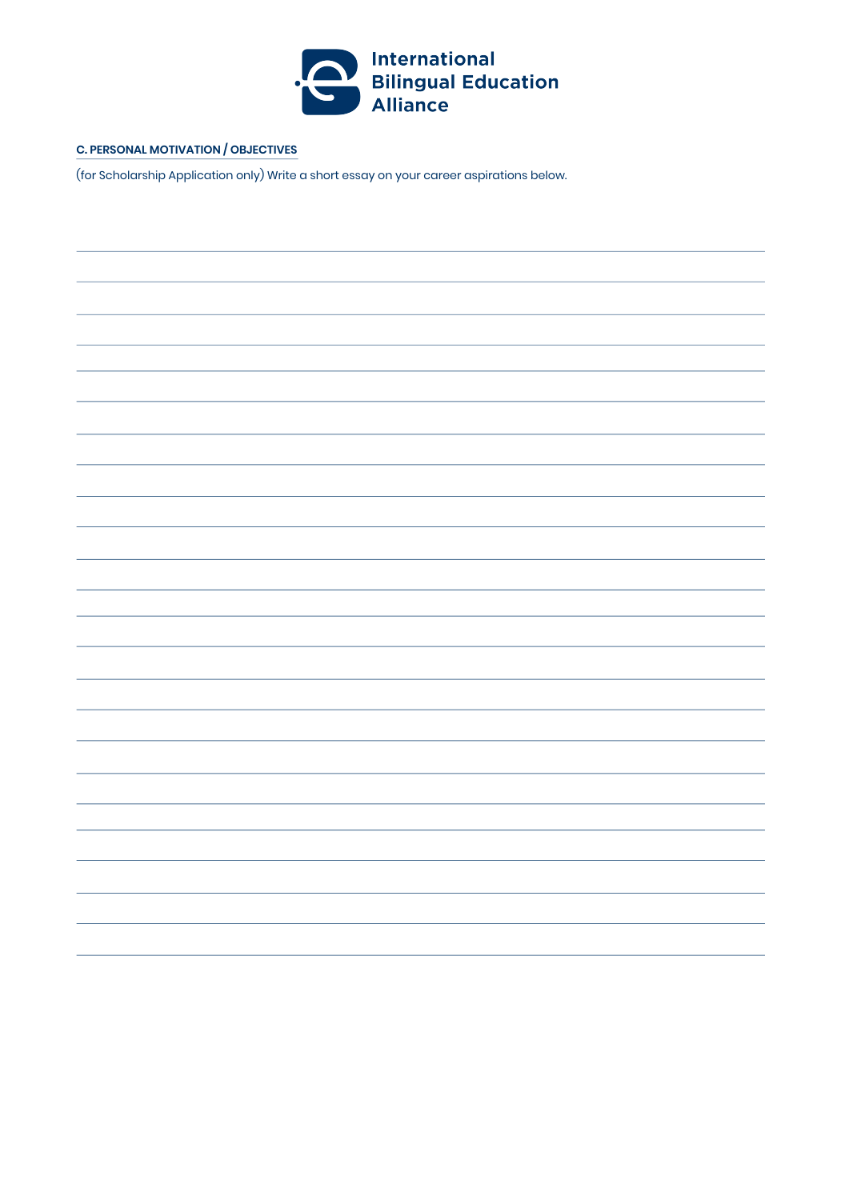International Bilingual Education Alliance

**C. PERSONAL MOTIVATION / OBJECTIVES**

(for Scholarship Application only) Write a short essay on your career aspirations below.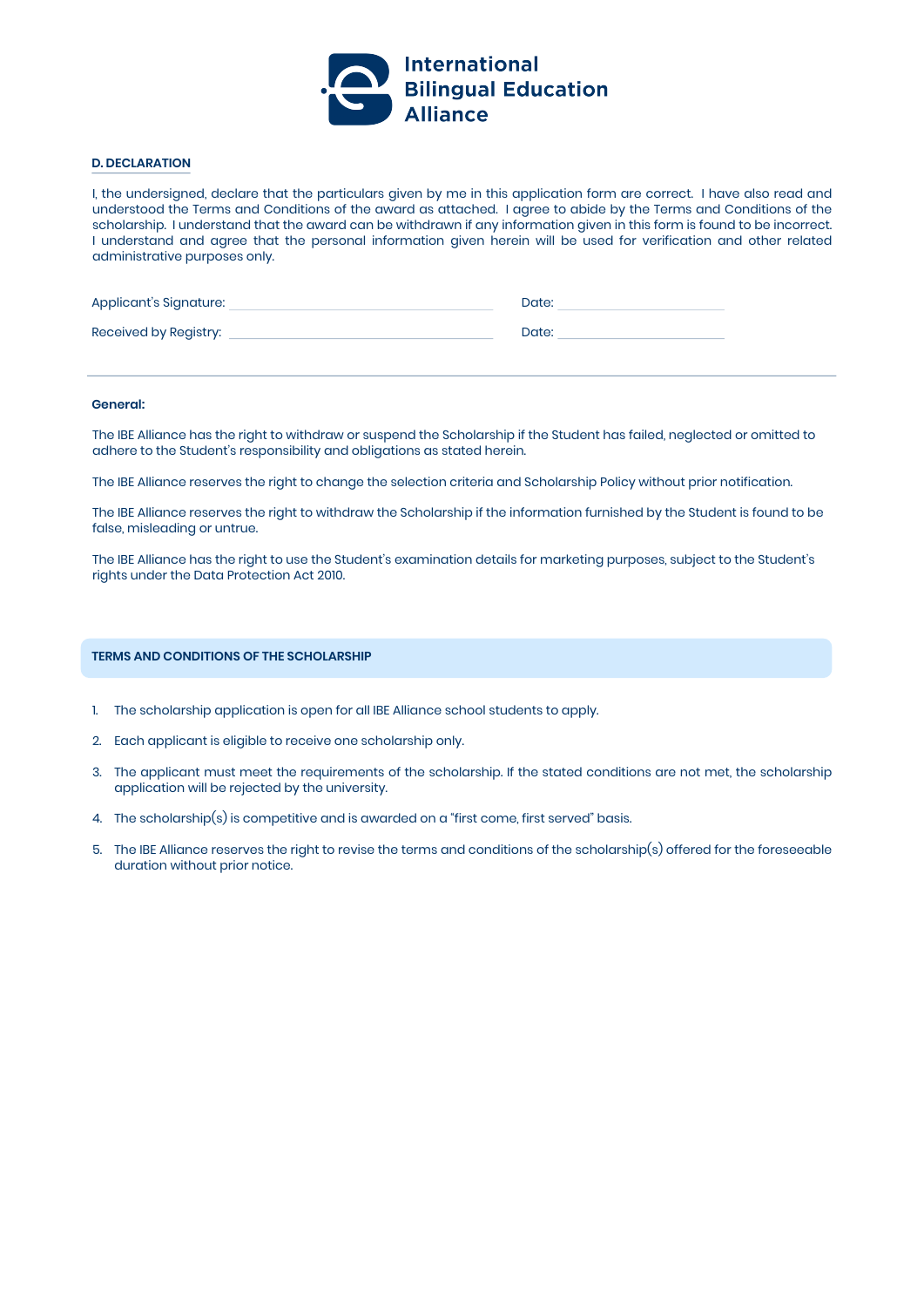International Bilingual Education Alliance

### D. DECLARATION

I, the undersigned, declare that the particulars given by me in this application form are correct. I have also read and understood the Terms and Conditions of the award as attached. I agree to abide by the Terms and Conditions of the scholarship. I understand that the award can be withdrawn if any information given in this form is found to be incorrect. I understand and agree that the personal information given herein will be used for verification and other related administrative purposes only.

Applicant's Signature: ______________________ Date: ______________

Received by Registry: ______________________ Date: ______________

---

**General:**

The IBE Alliance has the right to withdraw or suspend the Scholarship if the Student has failed, neglected or omitted to adhere to the Student's responsibility and obligations as stated herein.

The IBE Alliance reserves the right to change the selection criteria and Scholarship Policy without prior notification.

The IBE Alliance reserves the right to withdraw the Scholarship if the information furnished by the Student is found to be false, misleading or untrue.

The IBE Alliance has the right to use the Student's examination details for marketing purposes, subject to the Student's rights under the Data Protection Act 2010.

### TERMS AND CONDITIONS OF THE SCHOLARSHIP

1. The scholarship application is open for all IBE Alliance school students to apply.
2. Each applicant is eligible to receive one scholarship only.
3. The applicant must meet the requirements of the scholarship. If the stated conditions are not met, the scholarship application will be rejected by the university.
4. The scholarship(s) is competitive and is awarded on a "first come, first served" basis.
5. The IBE Alliance reserves the right to revise the terms and conditions of the scholarship(s) offered for the foreseeable duration without prior notice.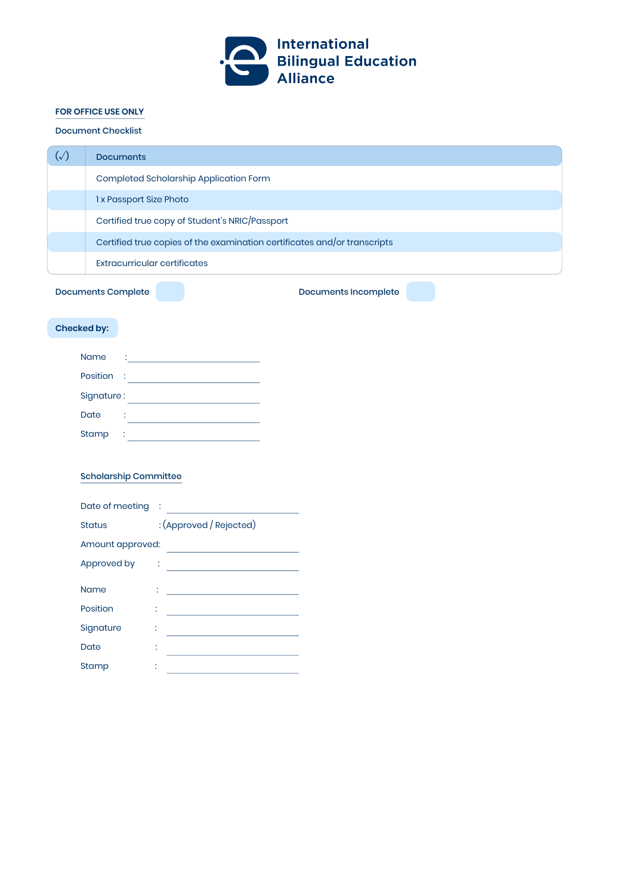# International Bilingual Education Alliance

**FOR OFFICE USE ONLY**

**Document Checklist**

| (√) | Documents |
|---|---|
| | Completed Scholarship Application Form |
| | 1 x Passport Size Photo |
| | Certified true copy of Student's NRIC/Passport |
| | Certified true copies of the examination certificates and/or transcripts |
| | Extracurricular certificates |

Documents Complete ☐ Documents Incomplete ☐

**Checked by:**

Name : ______________________

Position : ______________________

Signature : ______________________

Date : ______________________

Stamp : ______________________

**Scholarship Committee**

Date of meeting : ______________________

Status : (Approved / Rejected)

Amount approved: ______________________

Approved by : ______________________

Name : ______________________

Position : ______________________

Signature : ______________________

Date : ______________________

Stamp : ______________________